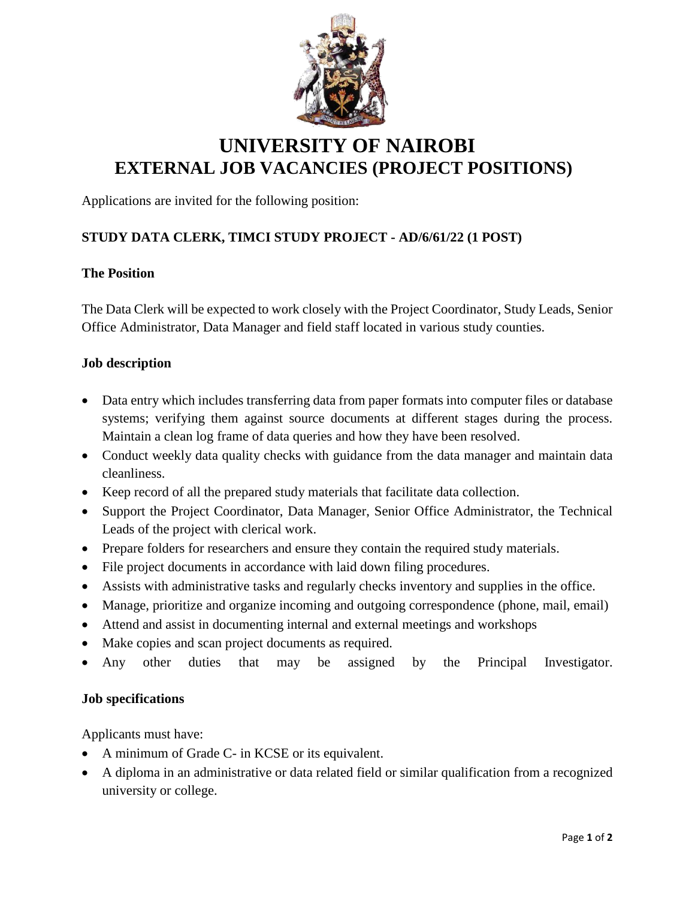# UNIVERSITY OF NAIROBI
# EXTERNAL JOB VACANCIES (PROJECT POSITIONS)

Applications are invited for the following position:

**STUDY DATA CLERK, TIMCI STUDY PROJECT - AD/6/61/22 (1 POST)**

**The Position**

The Data Clerk will be expected to work closely with the Project Coordinator, Study Leads, Senior Office Administrator, Data Manager and field staff located in various study counties.

**Job description**

- Data entry which includes transferring data from paper formats into computer files or database systems; verifying them against source documents at different stages during the process. Maintain a clean log frame of data queries and how they have been resolved.
- Conduct weekly data quality checks with guidance from the data manager and maintain data cleanliness.
- Keep record of all the prepared study materials that facilitate data collection.
- Support the Project Coordinator, Data Manager, Senior Office Administrator, the Technical Leads of the project with clerical work.
- Prepare folders for researchers and ensure they contain the required study materials.
- File project documents in accordance with laid down filing procedures.
- Assists with administrative tasks and regularly checks inventory and supplies in the office.
- Manage, prioritize and organize incoming and outgoing correspondence (phone, mail, email)
- Attend and assist in documenting internal and external meetings and workshops
- Make copies and scan project documents as required.
- Any other duties that may be assigned by the Principal Investigator.

**Job specifications**

Applicants must have:

- A minimum of Grade C- in KCSE or its equivalent.
- A diploma in an administrative or data related field or similar qualification from a recognized university or college.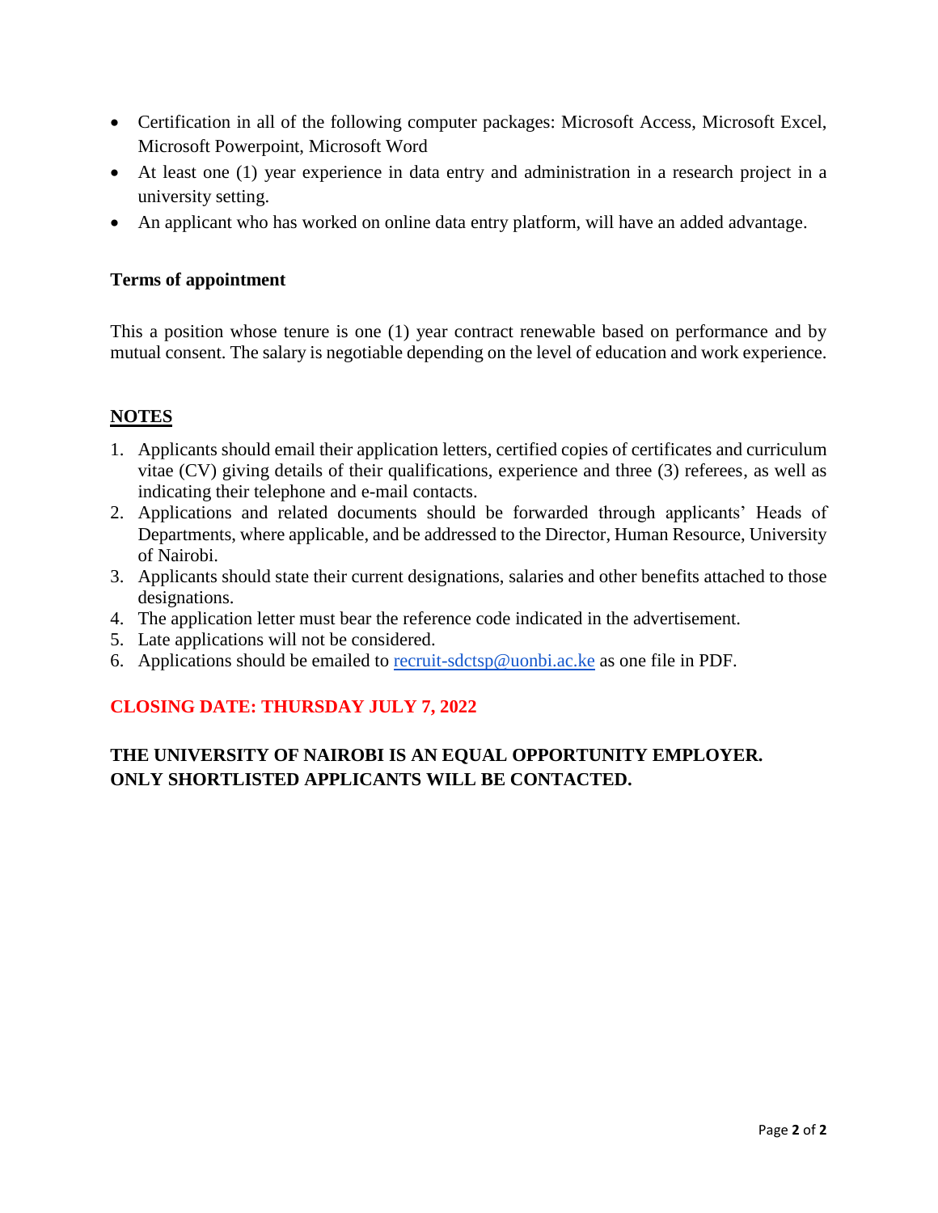- Certification in all of the following computer packages: Microsoft Access, Microsoft Excel, Microsoft Powerpoint, Microsoft Word
- At least one (1) year experience in data entry and administration in a research project in a university setting.
- An applicant who has worked on online data entry platform, will have an added advantage.

**Terms of appointment**

This a position whose tenure is one (1) year contract renewable based on performance and by mutual consent. The salary is negotiable depending on the level of education and work experience.

## NOTES

1. Applicants should email their application letters, certified copies of certificates and curriculum vitae (CV) giving details of their qualifications, experience and three (3) referees, as well as indicating their telephone and e-mail contacts.
2. Applications and related documents should be forwarded through applicants' Heads of Departments, where applicable, and be addressed to the Director, Human Resource, University of Nairobi.
3. Applicants should state their current designations, salaries and other benefits attached to those designations.
4. The application letter must bear the reference code indicated in the advertisement.
5. Late applications will not be considered.
6. Applications should be emailed to recruit-sdctsp@uonbi.ac.ke as one file in PDF.

**CLOSING DATE: THURSDAY JULY 7, 2022**

**THE UNIVERSITY OF NAIROBI IS AN EQUAL OPPORTUNITY EMPLOYER.**
**ONLY SHORTLISTED APPLICANTS WILL BE CONTACTED.**